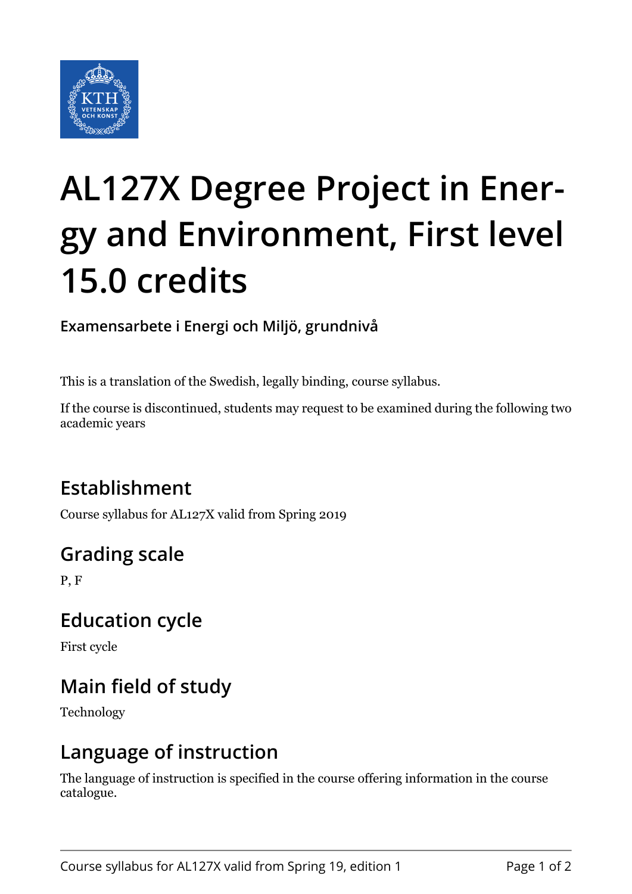# AL127X Degree Project in Energy and Environment, First level 15.0 credits

**Examensarbete i Energi och Miljö, grundnivå**

This is a translation of the Swedish, legally binding, course syllabus.

If the course is discontinued, students may request to be examined during the following two academic years

## Establishment

Course syllabus for AL127X valid from Spring 2019

## Grading scale

P, F

## Education cycle

First cycle

## Main field of study

Technology

## Language of instruction

The language of instruction is specified in the course offering information in the course catalogue.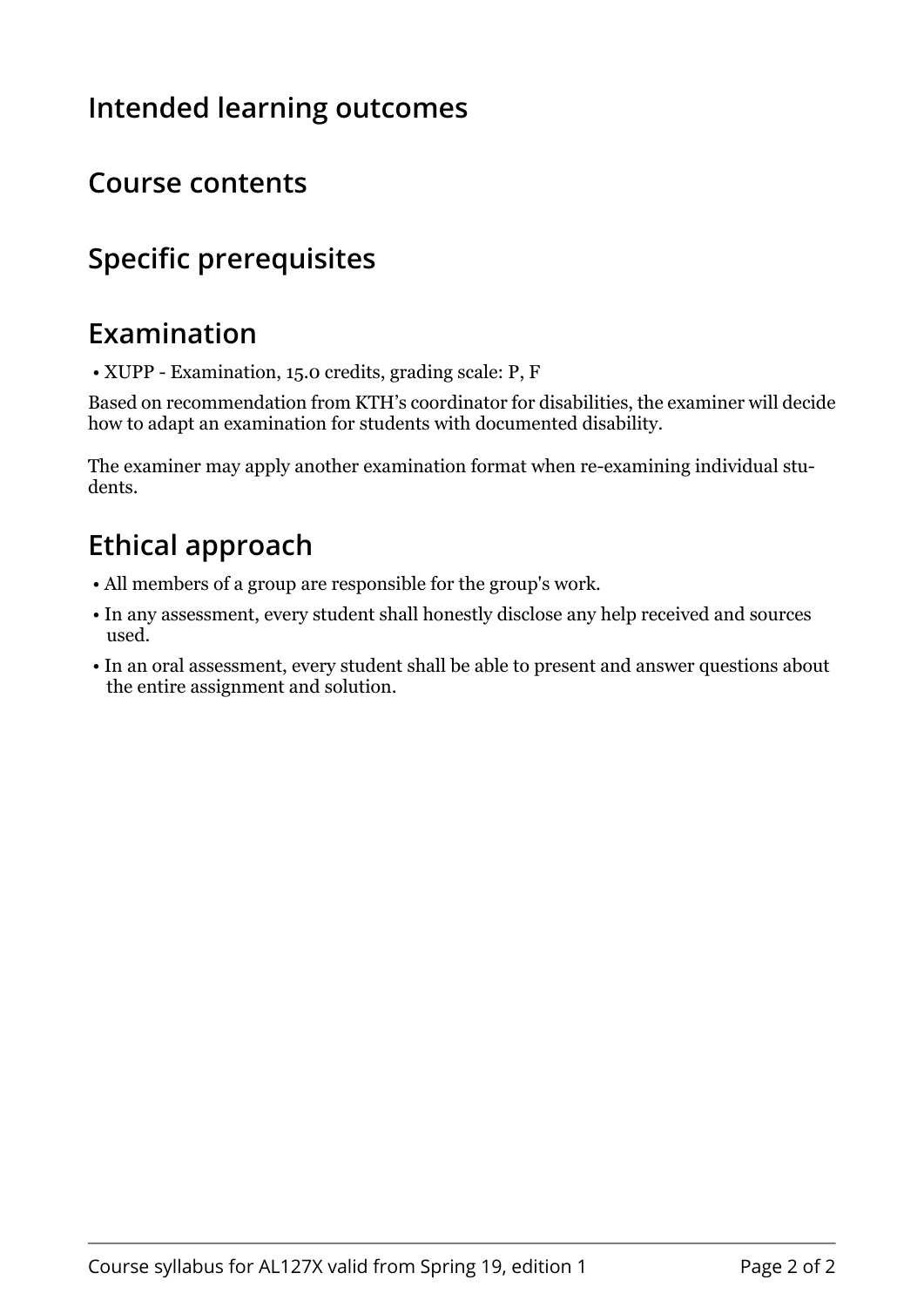## Intended learning outcomes

## Course contents

## Specific prerequisites

## Examination

- XUPP - Examination, 15.0 credits, grading scale: P, F

Based on recommendation from KTH's coordinator for disabilities, the examiner will decide how to adapt an examination for students with documented disability.

The examiner may apply another examination format when re-examining individual students.

## Ethical approach

- All members of a group are responsible for the group's work.
- In any assessment, every student shall honestly disclose any help received and sources used.
- In an oral assessment, every student shall be able to present and answer questions about the entire assignment and solution.